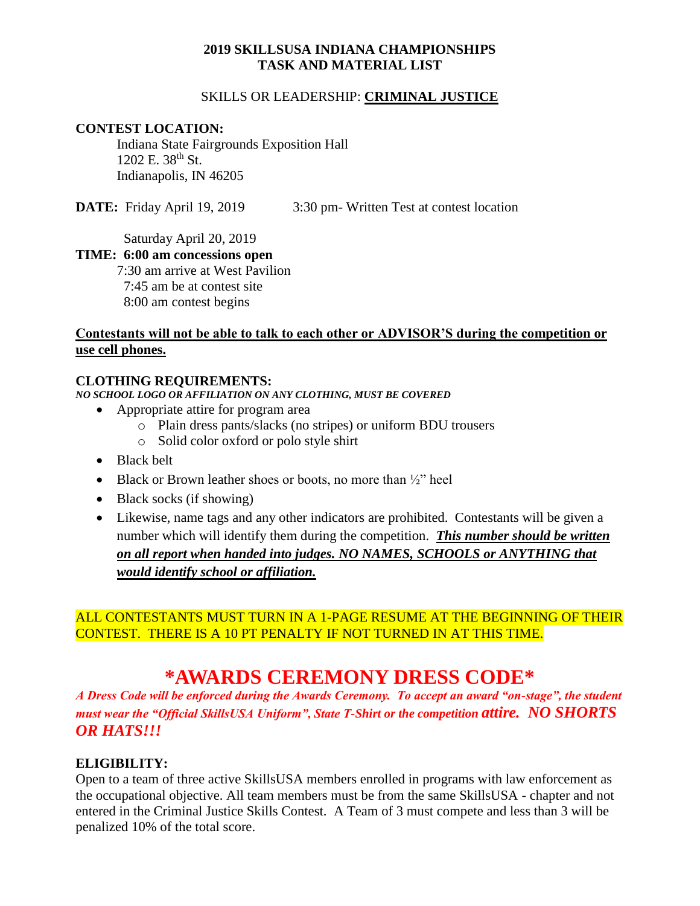**2019 SKILLSUSA INDIANA CHAMPIONSHIPS**
**TASK AND MATERIAL LIST**

SKILLS OR LEADERSHIP: **CRIMINAL JUSTICE**

**CONTEST LOCATION:**

Indiana State Fairgrounds Exposition Hall
1202 E. 38th St.
Indianapolis, IN 46205

**DATE:** Friday April 19, 2019 3:30 pm- Written Test at contest location

Saturday April 20, 2019

**TIME: 6:00 am concessions open**
7:30 am arrive at West Pavilion
7:45 am be at contest site
8:00 am contest begins

**Contestants will not be able to talk to each other or ADVISOR'S during the competition or use cell phones.**

**CLOTHING REQUIREMENTS:**

***NO SCHOOL LOGO OR AFFILIATION ON ANY CLOTHING, MUST BE COVERED***

- Appropriate attire for program area
  - Plain dress pants/slacks (no stripes) or uniform BDU trousers
  - Solid color oxford or polo style shirt
- Black belt
- Black or Brown leather shoes or boots, no more than ½" heel
- Black socks (if showing)
- Likewise, name tags and any other indicators are prohibited. Contestants will be given a number which will identify them during the competition. ***This number should be written on all report when handed into judges. NO NAMES, SCHOOLS or ANYTHING that would identify school or affiliation.***

ALL CONTESTANTS MUST TURN IN A 1-PAGE RESUME AT THE BEGINNING OF THEIR CONTEST. THERE IS A 10 PT PENALTY IF NOT TURNED IN AT THIS TIME.

# \*AWARDS CEREMONY DRESS CODE\*

***A Dress Code will be enforced during the Awards Ceremony. To accept an award "on-stage", the student must wear the "Official SkillsUSA Uniform", State T-Shirt or the competition attire. NO SHORTS OR HATS!!!***

**ELIGIBILITY:**

Open to a team of three active SkillsUSA members enrolled in programs with law enforcement as the occupational objective. All team members must be from the same SkillsUSA - chapter and not entered in the Criminal Justice Skills Contest. A Team of 3 must compete and less than 3 will be penalized 10% of the total score.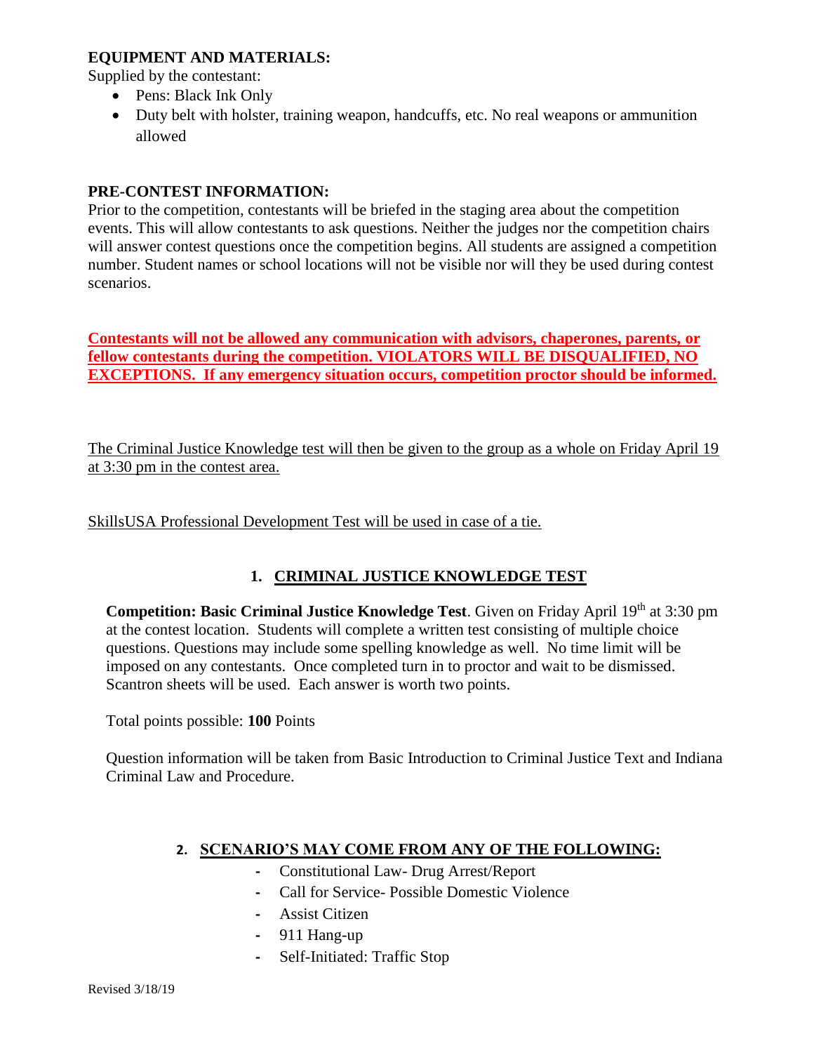**EQUIPMENT AND MATERIALS:**

Supplied by the contestant:

- Pens: Black Ink Only
- Duty belt with holster, training weapon, handcuffs, etc. No real weapons or ammunition allowed

**PRE-CONTEST INFORMATION:**

Prior to the competition, contestants will be briefed in the staging area about the competition events. This will allow contestants to ask questions. Neither the judges nor the competition chairs will answer contest questions once the competition begins. All students are assigned a competition number. Student names or school locations will not be visible nor will they be used during contest scenarios.

**Contestants will not be allowed any communication with advisors, chaperones, parents, or fellow contestants during the competition. VIOLATORS WILL BE DISQUALIFIED, NO EXCEPTIONS. If any emergency situation occurs, competition proctor should be informed.**

The Criminal Justice Knowledge test will then be given to the group as a whole on Friday April 19 at 3:30 pm in the contest area.

SkillsUSA Professional Development Test will be used in case of a tie.

## 1. CRIMINAL JUSTICE KNOWLEDGE TEST

**Competition: Basic Criminal Justice Knowledge Test**. Given on Friday April 19th at 3:30 pm at the contest location. Students will complete a written test consisting of multiple choice questions. Questions may include some spelling knowledge as well. No time limit will be imposed on any contestants. Once completed turn in to proctor and wait to be dismissed. Scantron sheets will be used. Each answer is worth two points.

Total points possible: **100** Points

Question information will be taken from Basic Introduction to Criminal Justice Text and Indiana Criminal Law and Procedure.

## 2. SCENARIO'S MAY COME FROM ANY OF THE FOLLOWING:

- Constitutional Law- Drug Arrest/Report
- Call for Service- Possible Domestic Violence
- Assist Citizen
- 911 Hang-up
- Self-Initiated: Traffic Stop

Revised 3/18/19